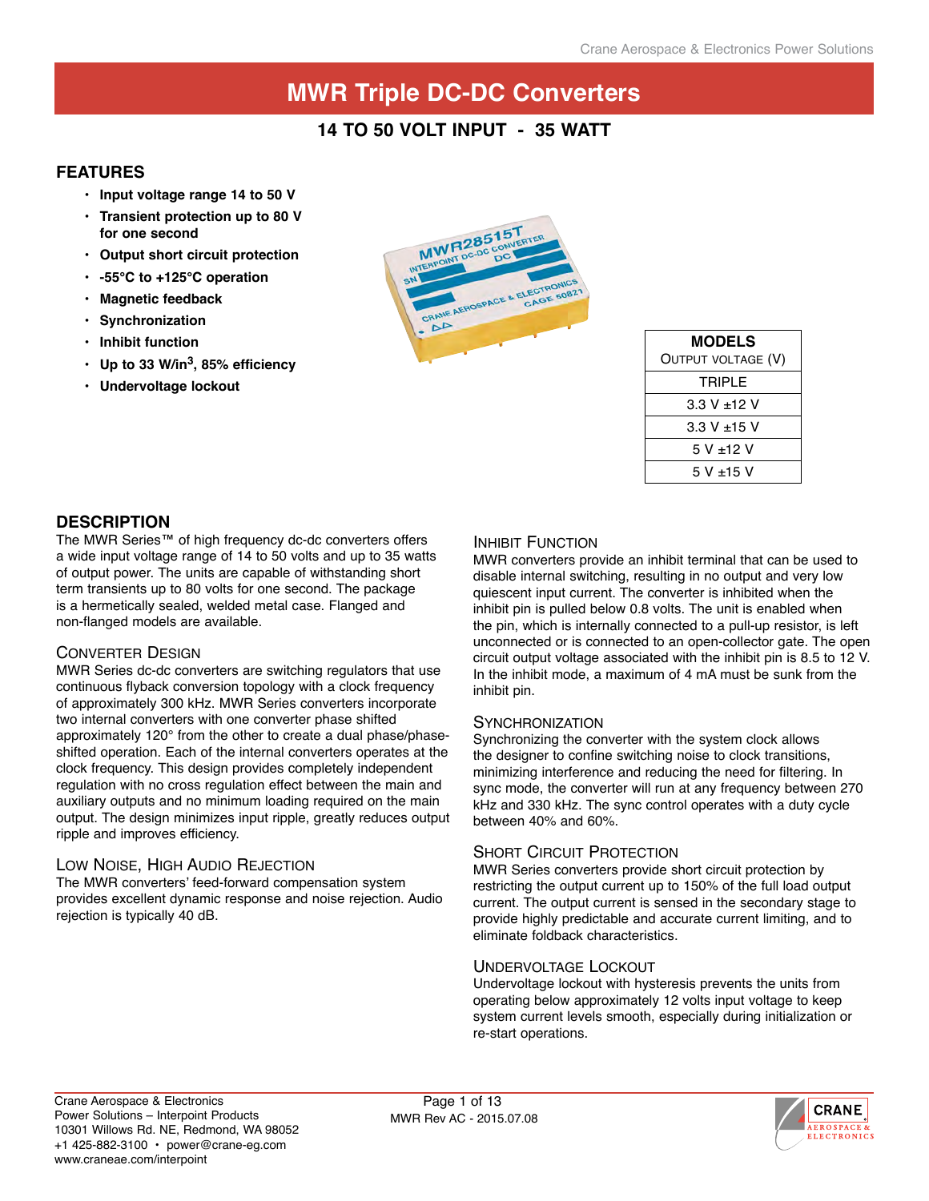# MWR Triple DC-DC Converters

## 14 TO 50 VOLT INPUT - 35 WATT

## FEATURES

- **Input voltage range 14 to 50 V**
- **Transient protection up to 80 V for one second**
- **Output short circuit protection**
- **-55°C to +125°C operation**
- **Magnetic feedback**
- **Synchronization**
- **Inhibit function**
- **Up to 33 W/in$^3$, 85% efficiency**
- **Undervoltage lockout**

| MODELS<br>OUTPUT VOLTAGE (V) |
|---|
| TRIPLE |
| 3.3 V ±12 V |
| 3.3 V ±15 V |
| 5 V ±12 V |
| 5 V ±15 V |

## DESCRIPTION

The MWR Series™ of high frequency dc-dc converters offers a wide input voltage range of 14 to 50 volts and up to 35 watts of output power. The units are capable of withstanding short term transients up to 80 volts for one second. The package is a hermetically sealed, welded metal case. Flanged and non-flanged models are available.

### Converter Design

MWR Series dc-dc converters are switching regulators that use continuous flyback conversion topology with a clock frequency of approximately 300 kHz. MWR Series converters incorporate two internal converters with one converter phase shifted approximately 120° from the other to create a dual phase/phase-shifted operation. Each of the internal converters operates at the clock frequency. This design provides completely independent regulation with no cross regulation effect between the main and auxiliary outputs and no minimum loading required on the main output. The design minimizes input ripple, greatly reduces output ripple and improves efficiency.

### Low Noise, High Audio Rejection

The MWR converters' feed-forward compensation system provides excellent dynamic response and noise rejection. Audio rejection is typically 40 dB.

### Inhibit Function

MWR converters provide an inhibit terminal that can be used to disable internal switching, resulting in no output and very low quiescent input current. The converter is inhibited when the inhibit pin is pulled below 0.8 volts. The unit is enabled when the pin, which is internally connected to a pull-up resistor, is left unconnected or is connected to an open-collector gate. The open circuit output voltage associated with the inhibit pin is 8.5 to 12 V. In the inhibit mode, a maximum of 4 mA must be sunk from the inhibit pin.

### Synchronization

Synchronizing the converter with the system clock allows the designer to confine switching noise to clock transitions, minimizing interference and reducing the need for filtering. In sync mode, the converter will run at any frequency between 270 kHz and 330 kHz. The sync control operates with a duty cycle between 40% and 60%.

### Short Circuit Protection

MWR Series converters provide short circuit protection by restricting the output current up to 150% of the full load output current. The output current is sensed in the secondary stage to provide highly predictable and accurate current limiting, and to eliminate foldback characteristics.

### Undervoltage Lockout

Undervoltage lockout with hysteresis prevents the units from operating below approximately 12 volts input voltage to keep system current levels smooth, especially during initialization or re-start operations.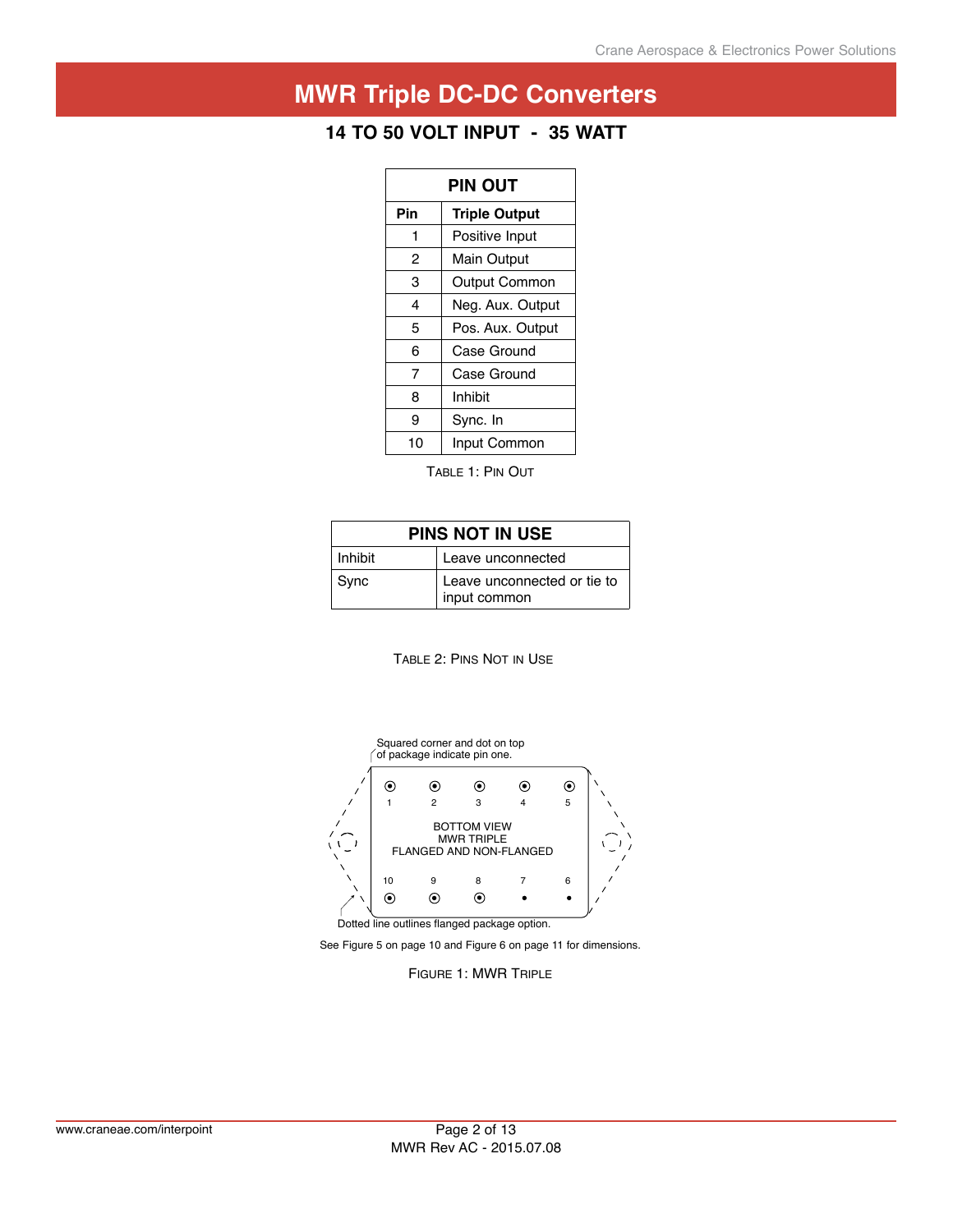# MWR Triple DC-DC Converters

## 14 TO 50 VOLT INPUT - 35 WATT

| PIN OUT | |
|---|---|
| **Pin** | **Triple Output** |
| 1 | Positive Input |
| 2 | Main Output |
| 3 | Output Common |
| 4 | Neg. Aux. Output |
| 5 | Pos. Aux. Output |
| 6 | Case Ground |
| 7 | Case Ground |
| 8 | Inhibit |
| 9 | Sync. In |
| 10 | Input Common |

TABLE 1: PIN OUT

| PINS NOT IN USE | |
|---|---|
| Inhibit | Leave unconnected |
| Sync | Leave unconnected or tie to input common |

TABLE 2: PINS NOT IN USE

Squared corner and dot on top of package indicate pin one.

1 2 3 4 5

BOTTOM VIEW
MWR TRIPLE
FLANGED AND NON-FLANGED

10 9 8 7 6

Dotted line outlines flanged package option.

See Figure 5 on page 10 and Figure 6 on page 11 for dimensions.

FIGURE 1: MWR TRIPLE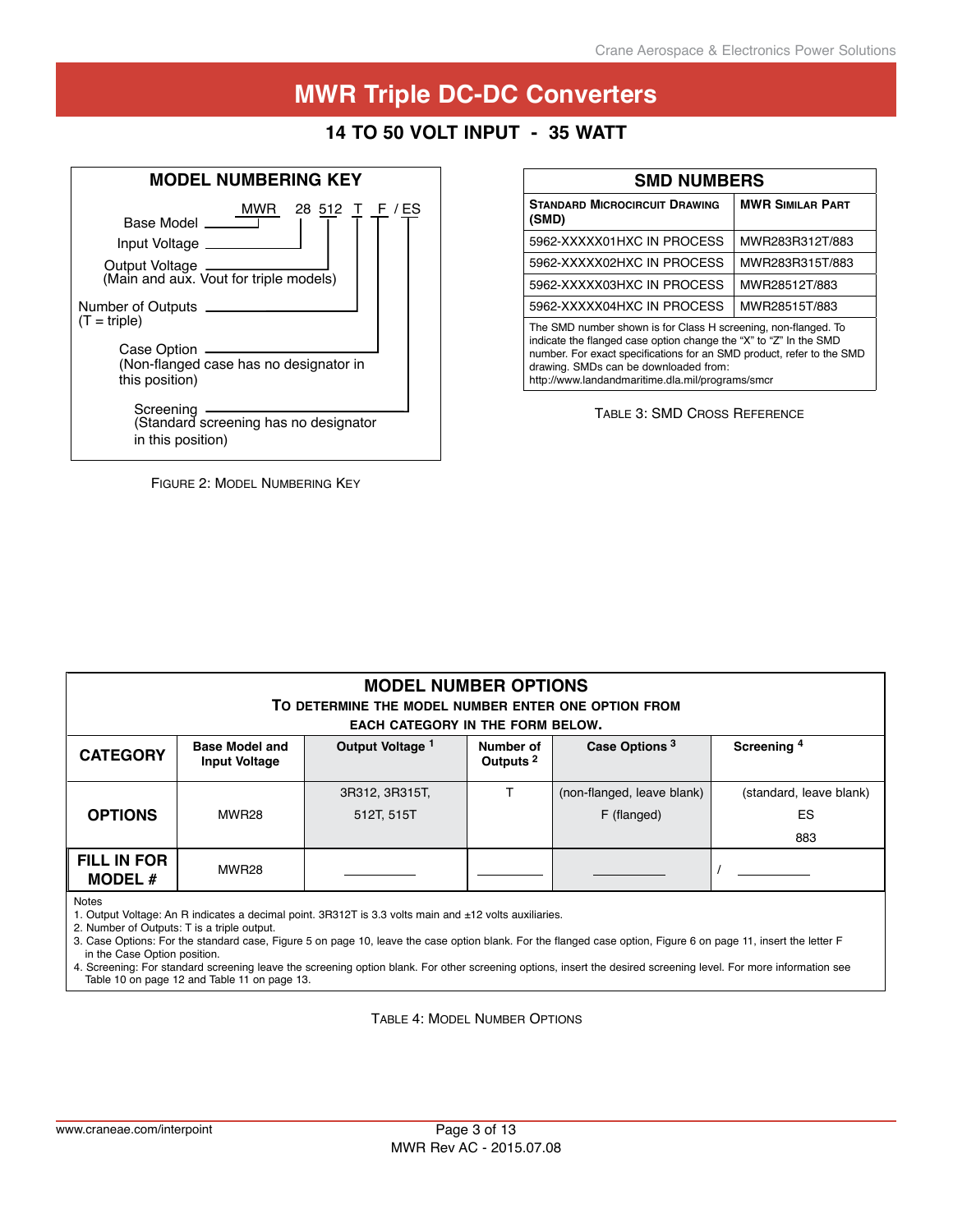# MWR Triple DC-DC Converters

## 14 TO 50 VOLT INPUT - 35 WATT

### MODEL NUMBERING KEY

MWR 28 512 T F / ES

- Base Model — MWR
- Input Voltage — 28
- Output Voltage (Main and aux. Vout for triple models) — 512
- Number of Outputs (T = triple) — T
- Case Option (Non-flanged case has no designator in this position) — F
- Screening (Standard screening has no designator in this position) — ES

FIGURE 2: MODEL NUMBERING KEY

### SMD NUMBERS

| STANDARD MICROCIRCUIT DRAWING (SMD) | MWR SIMILAR PART |
|---|---|
| 5962-XXXXX01HXC IN PROCESS | MWR283R312T/883 |
| 5962-XXXXX02HXC IN PROCESS | MWR283R315T/883 |
| 5962-XXXXX03HXC IN PROCESS | MWR28512T/883 |
| 5962-XXXXX04HXC IN PROCESS | MWR28515T/883 |

The SMD number shown is for Class H screening, non-flanged. To indicate the flanged case option change the "X" to "Z" In the SMD number. For exact specifications for an SMD product, refer to the SMD drawing. SMDs can be downloaded from: http://www.landandmaritime.dla.mil/programs/smcr

TABLE 3: SMD CROSS REFERENCE

### MODEL NUMBER OPTIONS

**TO DETERMINE THE MODEL NUMBER ENTER ONE OPTION FROM EACH CATEGORY IN THE FORM BELOW.**

| CATEGORY | Base Model and Input Voltage | Output Voltage [1] | Number of Outputs [2] | Case Options [3] | Screening [4] |
|---|---|---|---|---|---|
| OPTIONS | MWR28 | 3R312, 3R315T, 512T, 515T | T | (non-flanged, leave blank) F (flanged) | (standard, leave blank) ES 883 |
| FILL IN FOR MODEL # | MWR28 | \_\_\_\_\_\_\_\_ | \_\_\_\_\_\_\_\_ | \_\_\_\_\_\_\_\_ | / \_\_\_\_\_\_\_\_ |

Notes
1. Output Voltage: An R indicates a decimal point. 3R312T is 3.3 volts main and ±12 volts auxiliaries.
2. Number of Outputs: T is a triple output.
3. Case Options: For the standard case, Figure 5 on page 10, leave the case option blank. For the flanged case option, Figure 6 on page 11, insert the letter F in the Case Option position.
4. Screening: For standard screening leave the screening option blank. For other screening options, insert the desired screening level. For more information see Table 10 on page 12 and Table 11 on page 13.

TABLE 4: MODEL NUMBER OPTIONS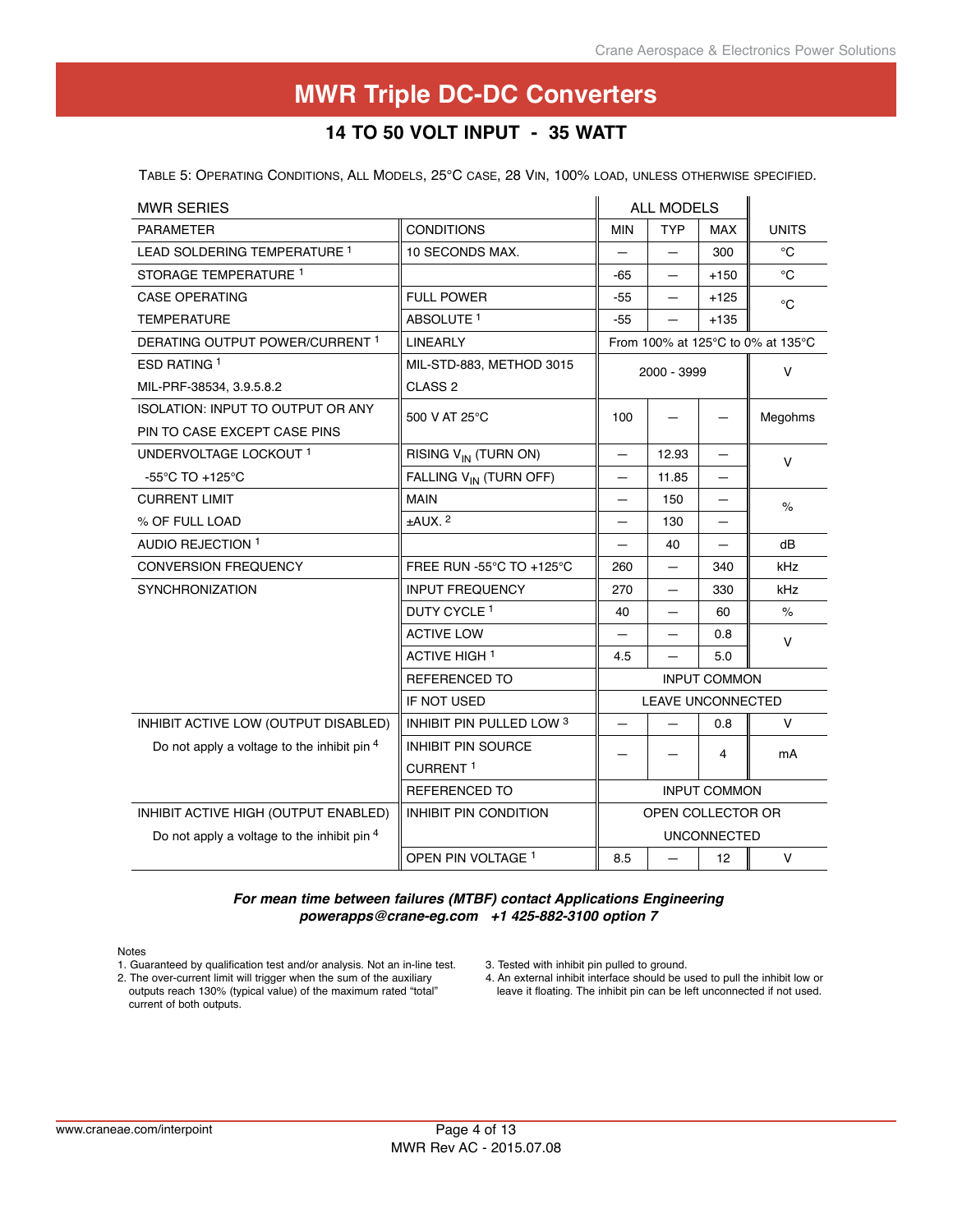# MWR Triple DC-DC Converters

## 14 TO 50 VOLT INPUT - 35 WATT

TABLE 5: OPERATING CONDITIONS, ALL MODELS, 25°C CASE, 28 VIN, 100% LOAD, UNLESS OTHERWISE SPECIFIED.

| MWR SERIES | | ALL MODELS | | | |
|---|---|---|---|---|---|
| PARAMETER | CONDITIONS | MIN | TYP | MAX | UNITS |
| LEAD SOLDERING TEMPERATURE [1] | 10 SECONDS MAX. | — | — | 300 | °C |
| STORAGE TEMPERATURE [1] | | -65 | — | +150 | °C |
| CASE OPERATING TEMPERATURE | FULL POWER | -55 | — | +125 | °C |
| | ABSOLUTE [1] | -55 | — | +135 | °C |
| DERATING OUTPUT POWER/CURRENT [1] | LINEARLY | From 100% at 125°C to 0% at 135°C | | | |
| ESD RATING [1] MIL-PRF-38534, 3.9.5.8.2 | MIL-STD-883, METHOD 3015 CLASS 2 | 2000 - 3999 | | | V |
| ISOLATION: INPUT TO OUTPUT OR ANY PIN TO CASE EXCEPT CASE PINS | 500 V AT 25°C | 100 | — | — | Megohms |
| UNDERVOLTAGE LOCKOUT [1] -55°C TO +125°C | RISING $V_{IN}$ (TURN ON) | — | 12.93 | — | V |
| | FALLING $V_{IN}$ (TURN OFF) | — | 11.85 | — | V |
| CURRENT LIMIT % OF FULL LOAD | MAIN | — | 150 | — | % |
| | ±AUX. [2] | — | 130 | — | % |
| AUDIO REJECTION [1] | | — | 40 | — | dB |
| CONVERSION FREQUENCY | FREE RUN -55°C TO +125°C | 260 | — | 340 | kHz |
| SYNCHRONIZATION | INPUT FREQUENCY | 270 | — | 330 | kHz |
| | DUTY CYCLE [1] | 40 | — | 60 | % |
| | ACTIVE LOW | — | — | 0.8 | V |
| | ACTIVE HIGH [1] | 4.5 | — | 5.0 | V |
| | REFERENCED TO | INPUT COMMON | | | |
| | IF NOT USED | LEAVE UNCONNECTED | | | |
| INHIBIT ACTIVE LOW (OUTPUT DISABLED) Do not apply a voltage to the inhibit pin [4] | INHIBIT PIN PULLED LOW [3] | — | — | 0.8 | V |
| | INHIBIT PIN SOURCE CURRENT [1] | — | — | 4 | mA |
| | REFERENCED TO | INPUT COMMON | | | |
| INHIBIT ACTIVE HIGH (OUTPUT ENABLED) Do not apply a voltage to the inhibit pin [4] | INHIBIT PIN CONDITION | OPEN COLLECTOR OR UNCONNECTED | | | |
| | OPEN PIN VOLTAGE [1] | 8.5 | — | 12 | V |

***For mean time between failures (MTBF) contact Applications Engineering***
***powerapps@crane-eg.com +1 425-882-3100 option 7***

Notes

1. Guaranteed by qualification test and/or analysis. Not an in-line test.
2. The over-current limit will trigger when the sum of the auxiliary outputs reach 130% (typical value) of the maximum rated "total" current of both outputs.
3. Tested with inhibit pin pulled to ground.
4. An external inhibit interface should be used to pull the inhibit low or leave it floating. The inhibit pin can be left unconnected if not used.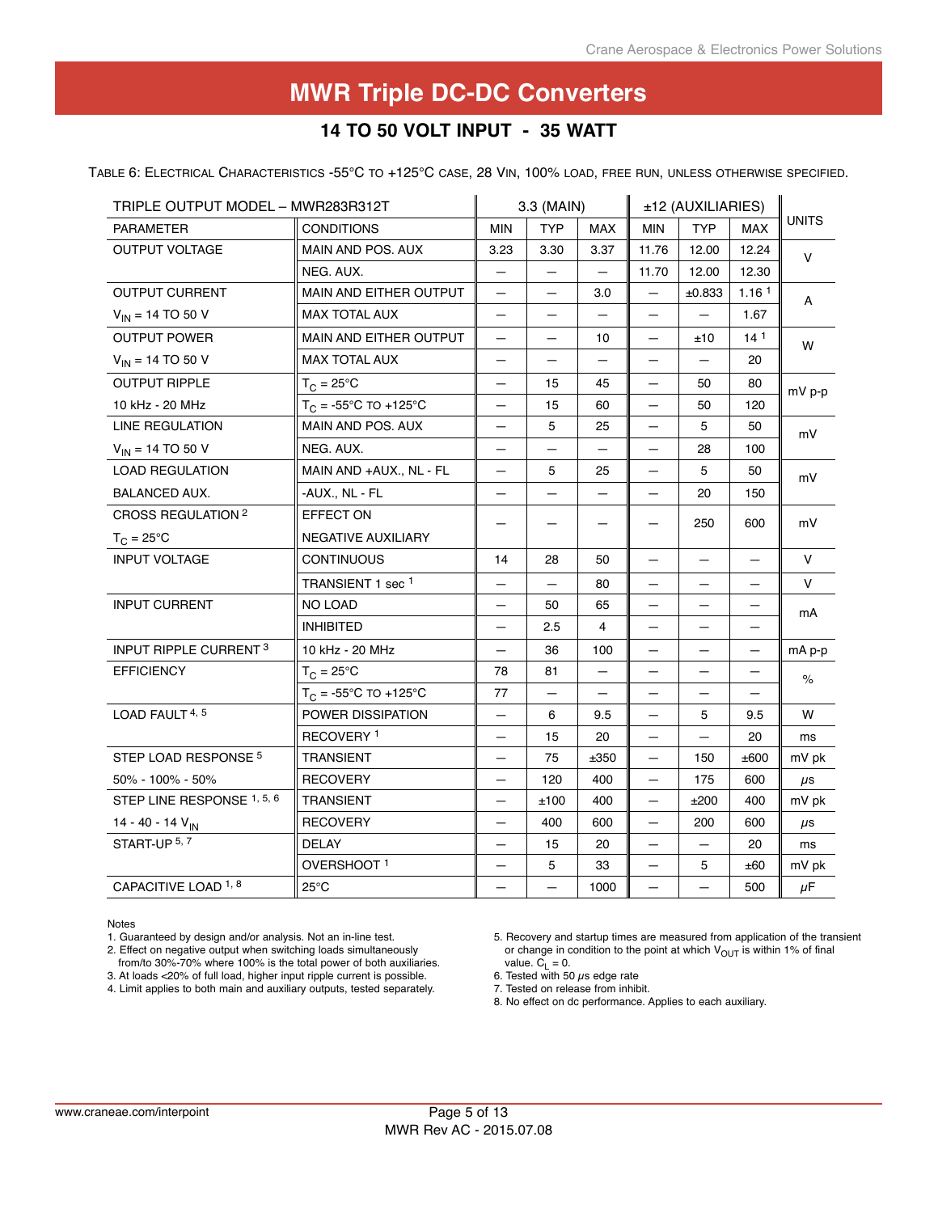# MWR Triple DC-DC Converters

## 14 TO 50 VOLT INPUT - 35 WATT

TABLE 6: ELECTRICAL CHARACTERISTICS -55°C TO +125°C CASE, 28 VIN, 100% LOAD, FREE RUN, UNLESS OTHERWISE SPECIFIED.

| TRIPLE OUTPUT MODEL – MWR283R312T | | 3.3 (MAIN) | | | ±12 (AUXILIARIES) | | | UNITS |
|---|---|---|---|---|---|---|---|---|
| PARAMETER | CONDITIONS | MIN | TYP | MAX | MIN | TYP | MAX | |
| OUTPUT VOLTAGE | MAIN AND POS. AUX | 3.23 | 3.30 | 3.37 | 11.76 | 12.00 | 12.24 | V |
| | NEG. AUX. | — | — | — | 11.70 | 12.00 | 12.30 | |
| OUTPUT CURRENT | MAIN AND EITHER OUTPUT | — | — | 3.0 | — | ±0.833 | 1.16 [1] | A |
| $V_{IN}$ = 14 TO 50 V | MAX TOTAL AUX | — | — | — | — | — | 1.67 | |
| OUTPUT POWER | MAIN AND EITHER OUTPUT | — | — | 10 | — | ±10 | 14 [1] | W |
| $V_{IN}$ = 14 TO 50 V | MAX TOTAL AUX | — | — | — | — | — | 20 | |
| OUTPUT RIPPLE | $T_C$ = 25°C | — | 15 | 45 | — | 50 | 80 | mV p-p |
| 10 kHz - 20 MHz | $T_C$ = -55°C TO +125°C | — | 15 | 60 | — | 50 | 120 | |
| LINE REGULATION | MAIN AND POS. AUX | — | 5 | 25 | — | 5 | 50 | mV |
| $V_{IN}$ = 14 TO 50 V | NEG. AUX. | — | — | — | — | 28 | 100 | |
| LOAD REGULATION | MAIN AND +AUX., NL - FL | — | 5 | 25 | — | 5 | 50 | mV |
| BALANCED AUX. | -AUX., NL - FL | — | — | — | — | 20 | 150 | |
| CROSS REGULATION [2] $T_C$ = 25°C | EFFECT ON NEGATIVE AUXILIARY | — | — | — | — | 250 | 600 | mV |
| INPUT VOLTAGE | CONTINUOUS | 14 | 28 | 50 | — | — | — | V |
| | TRANSIENT 1 sec [1] | — | — | 80 | — | — | — | V |
| INPUT CURRENT | NO LOAD | — | 50 | 65 | — | — | — | mA |
| | INHIBITED | — | 2.5 | 4 | — | — | — | |
| INPUT RIPPLE CURRENT [3] | 10 kHz - 20 MHz | — | 36 | 100 | — | — | — | mA p-p |
| EFFICIENCY | $T_C$ = 25°C | 78 | 81 | — | — | — | — | % |
| | $T_C$ = -55°C TO +125°C | 77 | — | — | — | — | — | |
| LOAD FAULT [4, 5] | POWER DISSIPATION | — | 6 | 9.5 | — | 5 | 9.5 | W |
| | RECOVERY [1] | — | 15 | 20 | — | — | 20 | ms |
| STEP LOAD RESPONSE [5] | TRANSIENT | — | 75 | ±350 | — | 150 | ±600 | mV pk |
| 50% - 100% - 50% | RECOVERY | — | 120 | 400 | — | 175 | 600 | µs |
| STEP LINE RESPONSE [1, 5, 6] | TRANSIENT | — | ±100 | 400 | — | ±200 | 400 | mV pk |
| 14 - 40 - 14 $V_{IN}$ | RECOVERY | — | 400 | 600 | — | 200 | 600 | µs |
| START-UP [5, 7] | DELAY | — | 15 | 20 | — | — | 20 | ms |
| | OVERSHOOT [1] | — | 5 | 33 | — | 5 | ±60 | mV pk |
| CAPACITIVE LOAD [1, 8] | 25°C | — | — | 1000 | — | — | 500 | µF |

Notes

1. Guaranteed by design and/or analysis. Not an in-line test.
2. Effect on negative output when switching loads simultaneously from/to 30%-70% where 100% is the total power of both auxiliaries.
3. At loads <20% of full load, higher input ripple current is possible.
4. Limit applies to both main and auxiliary outputs, tested separately.
5. Recovery and startup times are measured from application of the transient or change in condition to the point at which $V_{OUT}$ is within 1% of final value. $C_L$ = 0.
6. Tested with 50 µs edge rate
7. Tested on release from inhibit.
8. No effect on dc performance. Applies to each auxiliary.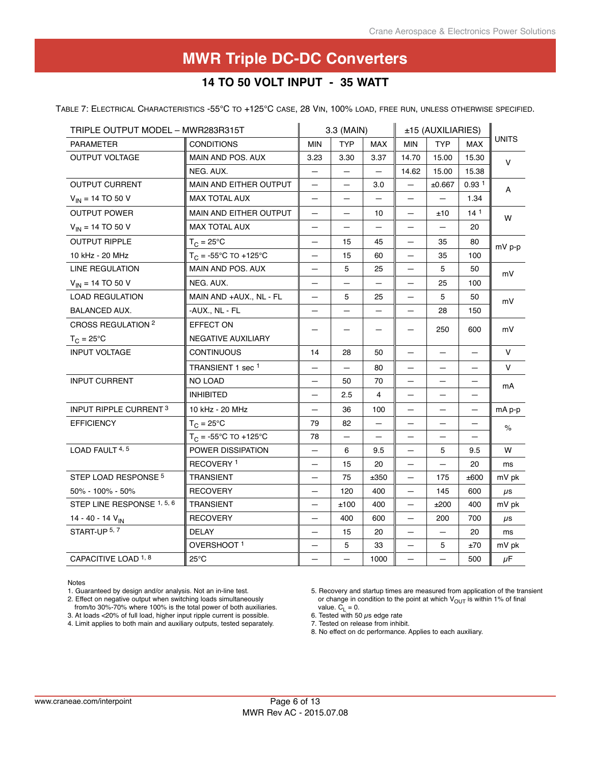# MWR Triple DC-DC Converters

## 14 TO 50 VOLT INPUT - 35 WATT

Table 7: Electrical Characteristics -55°C to +125°C case, 28 $V_{IN}$, 100% load, free run, unless otherwise specified.

| TRIPLE OUTPUT MODEL – MWR283R315T | | 3.3 (MAIN) | | | ±15 (AUXILIARIES) | | | UNITS |
|---|---|---|---|---|---|---|---|---|
| PARAMETER | CONDITIONS | MIN | TYP | MAX | MIN | TYP | MAX | |
| OUTPUT VOLTAGE | MAIN AND POS. AUX | 3.23 | 3.30 | 3.37 | 14.70 | 15.00 | 15.30 | V |
| | NEG. AUX. | — | — | — | 14.62 | 15.00 | 15.38 | |
| OUTPUT CURRENT | MAIN AND EITHER OUTPUT | — | — | 3.0 | — | ±0.667 | 0.93 [1] | A |
| $V_{IN}$ = 14 TO 50 V | MAX TOTAL AUX | — | — | — | — | — | 1.34 | |
| OUTPUT POWER | MAIN AND EITHER OUTPUT | — | — | 10 | — | ±10 | 14 [1] | W |
| $V_{IN}$ = 14 TO 50 V | MAX TOTAL AUX | — | — | — | — | — | 20 | |
| OUTPUT RIPPLE | $T_C$ = 25°C | — | 15 | 45 | — | 35 | 80 | mV p-p |
| 10 kHz - 20 MHz | $T_C$ = -55°C TO +125°C | — | 15 | 60 | — | 35 | 100 | |
| LINE REGULATION | MAIN AND POS. AUX | — | 5 | 25 | — | 5 | 50 | mV |
| $V_{IN}$ = 14 TO 50 V | NEG. AUX. | — | — | — | — | 25 | 100 | |
| LOAD REGULATION | MAIN AND +AUX., NL - FL | — | 5 | 25 | — | 5 | 50 | mV |
| BALANCED AUX. | -AUX., NL - FL | — | — | — | — | 28 | 150 | |
| CROSS REGULATION [2] $T_C$ = 25°C | EFFECT ON NEGATIVE AUXILIARY | — | — | — | — | 250 | 600 | mV |
| INPUT VOLTAGE | CONTINUOUS | 14 | 28 | 50 | — | — | — | V |
| | TRANSIENT 1 sec [1] | — | — | 80 | — | — | — | V |
| INPUT CURRENT | NO LOAD | — | 50 | 70 | — | — | — | mA |
| | INHIBITED | — | 2.5 | 4 | — | — | — | |
| INPUT RIPPLE CURRENT [3] | 10 kHz - 20 MHz | — | 36 | 100 | — | — | — | mA p-p |
| EFFICIENCY | $T_C$ = 25°C | 79 | 82 | — | — | — | — | % |
| | $T_C$ = -55°C TO +125°C | 78 | — | — | — | — | — | |
| LOAD FAULT [4, 5] | POWER DISSIPATION | — | 6 | 9.5 | — | 5 | 9.5 | W |
| | RECOVERY [1] | — | 15 | 20 | — | — | 20 | ms |
| STEP LOAD RESPONSE [5] | TRANSIENT | — | 75 | ±350 | — | 175 | ±600 | mV pk |
| 50% - 100% - 50% | RECOVERY | — | 120 | 400 | — | 145 | 600 | μs |
| STEP LINE RESPONSE [1, 5, 6] | TRANSIENT | — | ±100 | 400 | — | ±200 | 400 | mV pk |
| 14 - 40 - 14 $V_{IN}$ | RECOVERY | — | 400 | 600 | — | 200 | 700 | μs |
| START-UP [5, 7] | DELAY | — | 15 | 20 | — | — | 20 | ms |
| | OVERSHOOT [1] | — | 5 | 33 | — | 5 | ±70 | mV pk |
| CAPACITIVE LOAD [1, 8] | 25°C | — | — | 1000 | — | — | 500 | μF |

Notes

1. Guaranteed by design and/or analysis. Not an in-line test.
2. Effect on negative output when switching loads simultaneously from/to 30%-70% where 100% is the total power of both auxiliaries.
3. At loads <20% of full load, higher input ripple current is possible.
4. Limit applies to both main and auxiliary outputs, tested separately.
5. Recovery and startup times are measured from application of the transient or change in condition to the point at which $V_{OUT}$ is within 1% of final value. $C_L$ = 0.
6. Tested with 50 μs edge rate
7. Tested on release from inhibit.
8. No effect on dc performance. Applies to each auxiliary.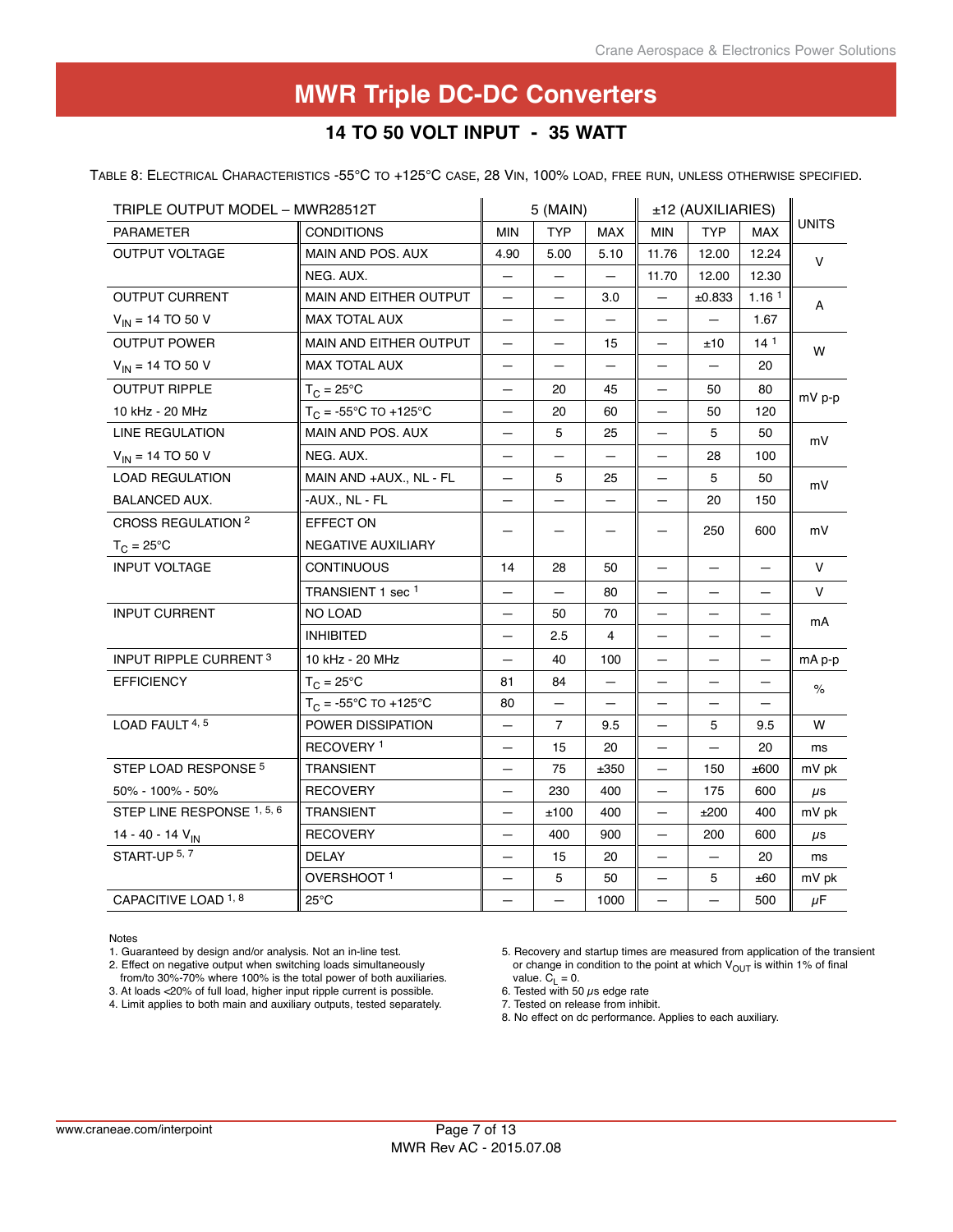# MWR Triple DC-DC Converters

## 14 TO 50 VOLT INPUT - 35 WATT

TABLE 8: ELECTRICAL CHARACTERISTICS -55°C TO +125°C CASE, 28 VIN, 100% LOAD, FREE RUN, UNLESS OTHERWISE SPECIFIED.

| TRIPLE OUTPUT MODEL – MWR28512T | | 5 (MAIN) | | | ±12 (AUXILIARIES) | | | UNITS |
|---|---|---|---|---|---|---|---|---|
| PARAMETER | CONDITIONS | MIN | TYP | MAX | MIN | TYP | MAX | |
| OUTPUT VOLTAGE | MAIN AND POS. AUX | 4.90 | 5.00 | 5.10 | 11.76 | 12.00 | 12.24 | V |
| | NEG. AUX. | — | — | — | 11.70 | 12.00 | 12.30 | |
| OUTPUT CURRENT | MAIN AND EITHER OUTPUT | — | — | 3.0 | — | ±0.833 | 1.16 [1] | A |
| $V_{IN}$ = 14 TO 50 V | MAX TOTAL AUX | — | — | — | — | — | 1.67 | |
| OUTPUT POWER | MAIN AND EITHER OUTPUT | — | — | 15 | — | ±10 | 14 [1] | W |
| $V_{IN}$ = 14 TO 50 V | MAX TOTAL AUX | — | — | — | — | — | 20 | |
| OUTPUT RIPPLE | $T_C$ = 25°C | — | 20 | 45 | — | 50 | 80 | mV p-p |
| 10 kHz - 20 MHz | $T_C$ = -55°C TO +125°C | — | 20 | 60 | — | 50 | 120 | |
| LINE REGULATION | MAIN AND POS. AUX | — | 5 | 25 | — | 5 | 50 | mV |
| $V_{IN}$ = 14 TO 50 V | NEG. AUX. | — | — | — | — | 28 | 100 | |
| LOAD REGULATION | MAIN AND +AUX., NL - FL | — | 5 | 25 | — | 5 | 50 | mV |
| BALANCED AUX. | -AUX., NL - FL | — | — | — | — | 20 | 150 | |
| CROSS REGULATION [2] $T_C$ = 25°C | EFFECT ON NEGATIVE AUXILIARY | — | — | — | — | 250 | 600 | mV |
| INPUT VOLTAGE | CONTINUOUS | 14 | 28 | 50 | — | — | — | V |
| | TRANSIENT 1 sec [1] | — | — | 80 | — | — | — | V |
| INPUT CURRENT | NO LOAD | — | 50 | 70 | — | — | — | mA |
| | INHIBITED | — | 2.5 | 4 | — | — | — | |
| INPUT RIPPLE CURRENT [3] | 10 kHz - 20 MHz | — | 40 | 100 | — | — | — | mA p-p |
| EFFICIENCY | $T_C$ = 25°C | 81 | 84 | — | — | — | — | % |
| | $T_C$ = -55°C TO +125°C | 80 | — | — | — | — | — | |
| LOAD FAULT [4, 5] | POWER DISSIPATION | — | 7 | 9.5 | — | 5 | 9.5 | W |
| | RECOVERY [1] | — | 15 | 20 | — | — | 20 | ms |
| STEP LOAD RESPONSE [5] | TRANSIENT | — | 75 | ±350 | — | 150 | ±600 | mV pk |
| 50% - 100% - 50% | RECOVERY | — | 230 | 400 | — | 175 | 600 | µs |
| STEP LINE RESPONSE [1, 5, 6] | TRANSIENT | — | ±100 | 400 | — | ±200 | 400 | mV pk |
| 14 - 40 - 14 $V_{IN}$ | RECOVERY | — | 400 | 900 | — | 200 | 600 | µs |
| START-UP [5, 7] | DELAY | — | 15 | 20 | — | — | 20 | ms |
| | OVERSHOOT [1] | — | 5 | 50 | — | 5 | ±60 | mV pk |
| CAPACITIVE LOAD [1, 8] | 25°C | — | — | 1000 | — | — | 500 | µF |

Notes

1. Guaranteed by design and/or analysis. Not an in-line test.
2. Effect on negative output when switching loads simultaneously from/to 30%-70% where 100% is the total power of both auxiliaries.
3. At loads <20% of full load, higher input ripple current is possible.
4. Limit applies to both main and auxiliary outputs, tested separately.
5. Recovery and startup times are measured from application of the transient or change in condition to the point at which $V_{OUT}$ is within 1% of final value. $C_L$ = 0.
6. Tested with 50 µs edge rate
7. Tested on release from inhibit.
8. No effect on dc performance. Applies to each auxiliary.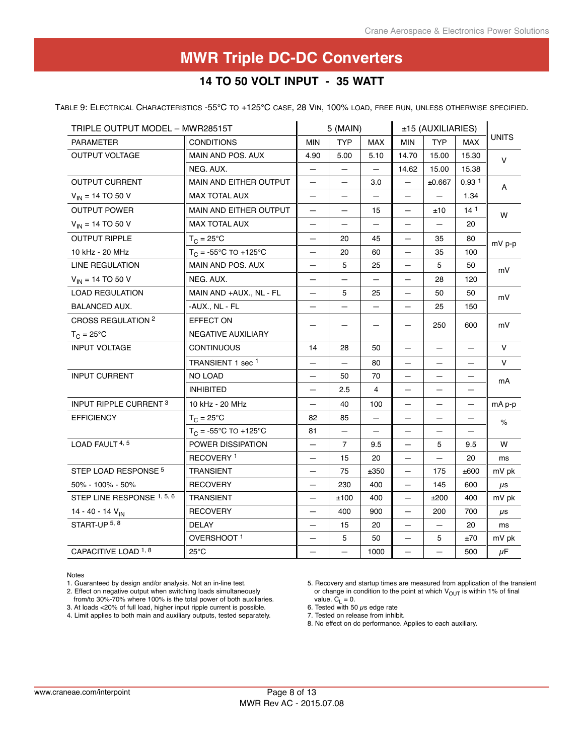# MWR Triple DC-DC Converters

## 14 TO 50 VOLT INPUT - 35 WATT

TABLE 9: ELECTRICAL CHARACTERISTICS -55°C TO +125°C CASE, 28 VIN, 100% LOAD, FREE RUN, UNLESS OTHERWISE SPECIFIED.

| TRIPLE OUTPUT MODEL – MWR28515T | | 5 (MAIN) | | | ±15 (AUXILIARIES) | | | UNITS |
|---|---|---|---|---|---|---|---|---|
| PARAMETER | CONDITIONS | MIN | TYP | MAX | MIN | TYP | MAX | |
| OUTPUT VOLTAGE | MAIN AND POS. AUX | 4.90 | 5.00 | 5.10 | 14.70 | 15.00 | 15.30 | V |
| | NEG. AUX. | — | — | — | 14.62 | 15.00 | 15.38 | |
| OUTPUT CURRENT | MAIN AND EITHER OUTPUT | — | — | 3.0 | — | ±0.667 | 0.93 [1] | A |
| $V_{IN}$ = 14 TO 50 V | MAX TOTAL AUX | — | — | — | — | — | 1.34 | |
| OUTPUT POWER | MAIN AND EITHER OUTPUT | — | — | 15 | — | ±10 | 14 [1] | W |
| $V_{IN}$ = 14 TO 50 V | MAX TOTAL AUX | — | — | — | — | — | 20 | |
| OUTPUT RIPPLE | $T_C$ = 25°C | — | 20 | 45 | — | 35 | 80 | mV p-p |
| 10 kHz - 20 MHz | $T_C$ = -55°C TO +125°C | — | 20 | 60 | — | 35 | 100 | |
| LINE REGULATION | MAIN AND POS. AUX | — | 5 | 25 | — | 5 | 50 | mV |
| $V_{IN}$ = 14 TO 50 V | NEG. AUX. | — | — | — | — | 28 | 120 | |
| LOAD REGULATION | MAIN AND +AUX., NL - FL | — | 5 | 25 | — | 50 | 50 | mV |
| BALANCED AUX. | -AUX., NL - FL | — | — | — | — | 25 | 150 | |
| CROSS REGULATION [2] | EFFECT ON | — | — | — | — | 250 | 600 | mV |
| $T_C$ = 25°C | NEGATIVE AUXILIARY | | | | | | | |
| INPUT VOLTAGE | CONTINUOUS | 14 | 28 | 50 | — | — | — | V |
| | TRANSIENT 1 sec [1] | — | — | 80 | — | — | — | V |
| INPUT CURRENT | NO LOAD | — | 50 | 70 | — | — | — | mA |
| | INHIBITED | — | 2.5 | 4 | — | — | — | |
| INPUT RIPPLE CURRENT [3] | 10 kHz - 20 MHz | — | 40 | 100 | — | — | — | mA p-p |
| EFFICIENCY | $T_C$ = 25°C | 82 | 85 | — | — | — | — | % |
| | $T_C$ = -55°C TO +125°C | 81 | — | — | — | — | — | |
| LOAD FAULT [4, 5] | POWER DISSIPATION | — | 7 | 9.5 | — | 5 | 9.5 | W |
| | RECOVERY [1] | — | 15 | 20 | — | — | 20 | ms |
| STEP LOAD RESPONSE [5] | TRANSIENT | — | 75 | ±350 | — | 175 | ±600 | mV pk |
| 50% - 100% - 50% | RECOVERY | — | 230 | 400 | — | 145 | 600 | µs |
| STEP LINE RESPONSE [1, 5, 6] | TRANSIENT | — | ±100 | 400 | — | ±200 | 400 | mV pk |
| 14 - 40 - 14 $V_{IN}$ | RECOVERY | — | 400 | 900 | — | 200 | 700 | µs |
| START-UP [5, 8] | DELAY | — | 15 | 20 | — | — | 20 | ms |
| | OVERSHOOT [1] | — | 5 | 50 | — | 5 | ±70 | mV pk |
| CAPACITIVE LOAD [1, 8] | 25°C | — | — | 1000 | — | — | 500 | µF |

Notes

1. Guaranteed by design and/or analysis. Not an in-line test.
2. Effect on negative output when switching loads simultaneously from/to 30%-70% where 100% is the total power of both auxiliaries.
3. At loads <20% of full load, higher input ripple current is possible.
4. Limit applies to both main and auxiliary outputs, tested separately.
5. Recovery and startup times are measured from application of the transient or change in condition to the point at which $V_{OUT}$ is within 1% of final value. $C_L$ = 0.
6. Tested with 50 µs edge rate
7. Tested on release from inhibit.
8. No effect on dc performance. Applies to each auxiliary.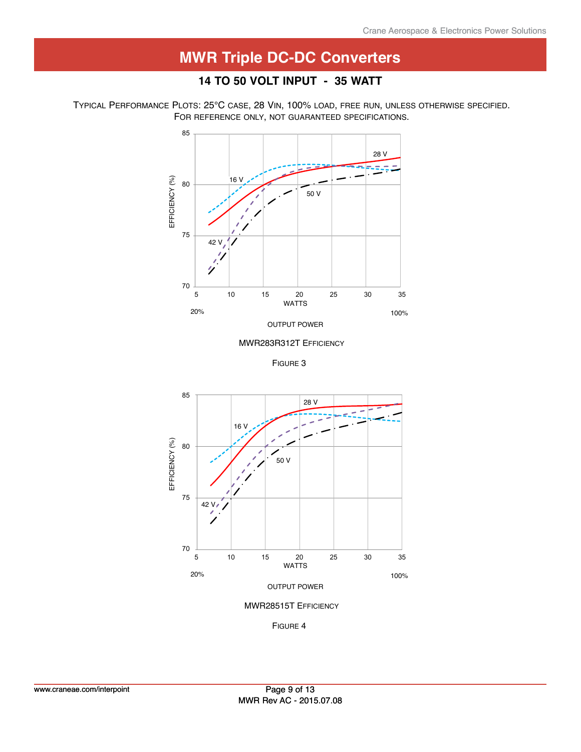# MWR Triple DC-DC Converters

## 14 TO 50 VOLT INPUT - 35 WATT

TYPICAL PERFORMANCE PLOTS: 25°C CASE, 28 VIN, 100% LOAD, FREE RUN, UNLESS OTHERWISE SPECIFIED.
FOR REFERENCE ONLY, NOT GUARANTEED SPECIFICATIONS.

MWR283R312T EFFICIENCY

FIGURE 3

MWR28515T EFFICIENCY

FIGURE 4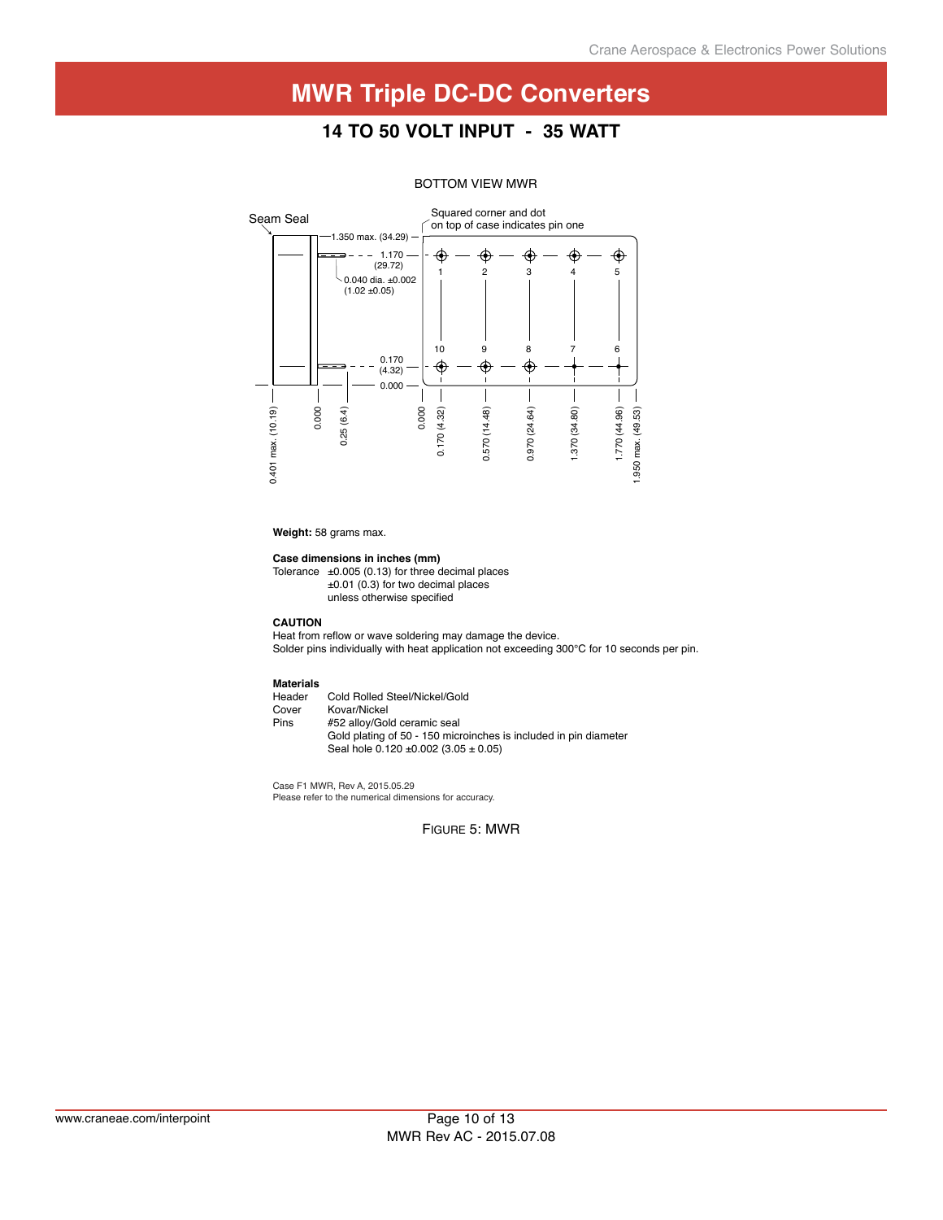# MWR Triple DC-DC Converters

## 14 TO 50 VOLT INPUT - 35 WATT

BOTTOM VIEW MWR

Seam Seal

Squared corner and dot on top of case indicates pin one

1.350 max. (34.29)

1.170 (29.72)

0.040 dia. ±0.002 (1.02 ±0.05)

0.170 (4.32)

0.000

1 2 3 4 5

10 9 8 7 6

0.401 max. (10.19) 0.000 0.25 (6.4) 0.000 0.170 (4.32) 0.570 (14.48) 0.970 (24.64) 1.370 (34.80) 1.770 (44.96) 1.950 max. (49.53)

**Weight:** 58 grams max.

**Case dimensions in inches (mm)**

Tolerance ±0.005 (0.13) for three decimal places
±0.01 (0.3) for two decimal places
unless otherwise specified

**CAUTION**

Heat from reflow or wave soldering may damage the device.
Solder pins individually with heat application not exceeding 300°C for 10 seconds per pin.

**Materials**

| | |
|---|---|
| Header | Cold Rolled Steel/Nickel/Gold |
| Cover | Kovar/Nickel |
| Pins | #52 alloy/Gold ceramic seal<br>Gold plating of 50 - 150 microinches is included in pin diameter<br>Seal hole 0.120 ±0.002 (3.05 ± 0.05) |

Case F1 MWR, Rev A, 2015.05.29
Please refer to the numerical dimensions for accuracy.

FIGURE 5: MWR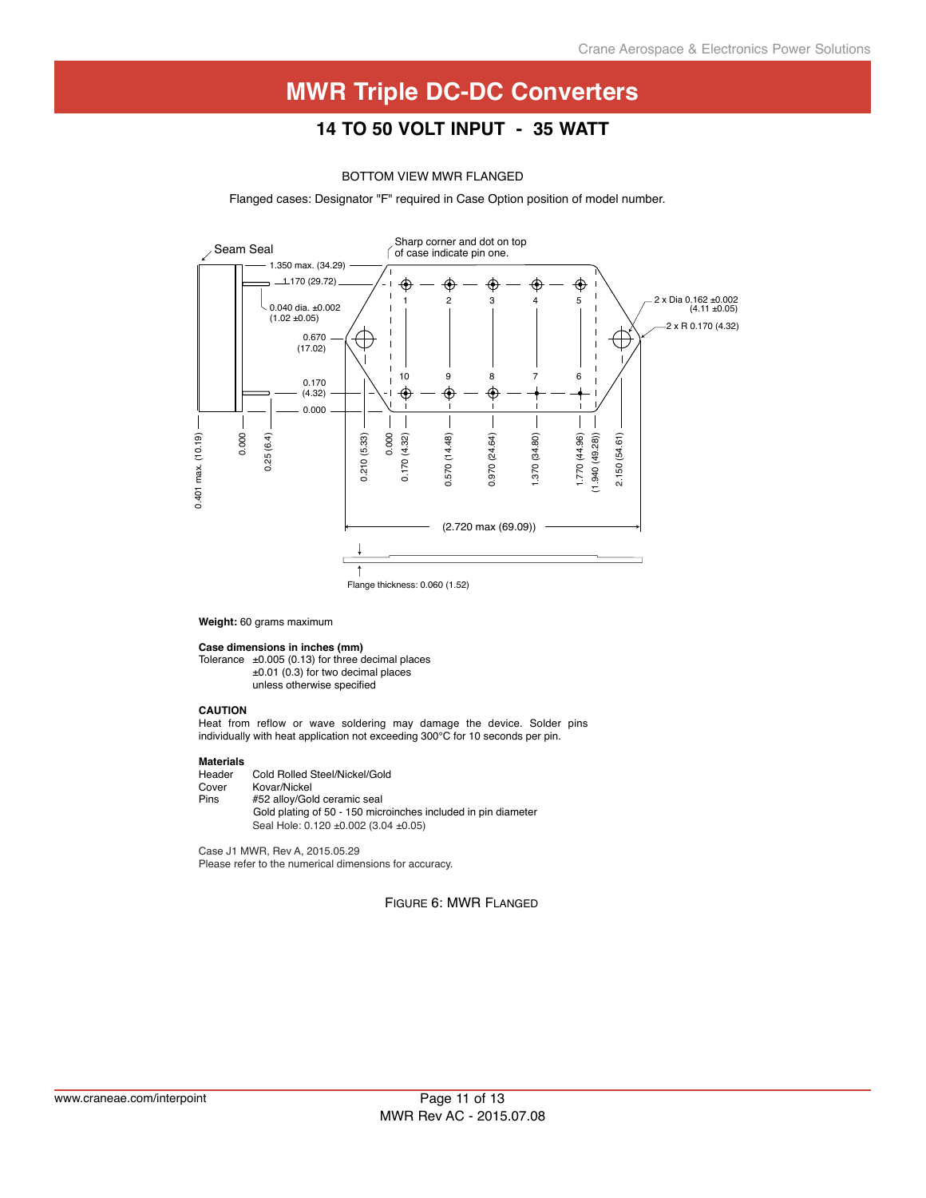# MWR Triple DC-DC Converters

## 14 TO 50 VOLT INPUT - 35 WATT

BOTTOM VIEW MWR FLANGED

Flanged cases: Designator "F" required in Case Option position of model number.

Seam Seal

Sharp corner and dot on top of case indicate pin one.

1.350 max. (34.29)

1.170 (29.72)

0.040 dia. ±0.002 (1.02 ±0.05)

0.670 (17.02)

0.170 (4.32)

0.000

2 x Dia 0.162 ±0.002 (4.11 ±0.05)

2 x R 0.170 (4.32)

0.401 max. (10.19)

0.000

0.25 (6.4)

0.210 (5.33)

0.000

0.170 (4.32)

0.570 (14.48)

0.970 (24.64)

1.370 (34.80)

1.770 (44.96)

(1.940 (49.28))

2.150 (54.61)

(2.720 max (69.09))

Flange thickness: 0.060 (1.52)

**Weight:** 60 grams maximum

**Case dimensions in inches (mm)**

Tolerance ±0.005 (0.13) for three decimal places
±0.01 (0.3) for two decimal places
unless otherwise specified

**CAUTION**

Heat from reflow or wave soldering may damage the device. Solder pins individually with heat application not exceeding 300°C for 10 seconds per pin.

**Materials**

| | |
|---|---|
| Header | Cold Rolled Steel/Nickel/Gold |
| Cover | Kovar/Nickel |
| Pins | #52 alloy/Gold ceramic seal<br>Gold plating of 50 - 150 microinches included in pin diameter<br>Seal Hole: 0.120 ±0.002 (3.04 ±0.05) |

Case J1 MWR, Rev A, 2015.05.29
Please refer to the numerical dimensions for accuracy.

FIGURE 6: MWR FLANGED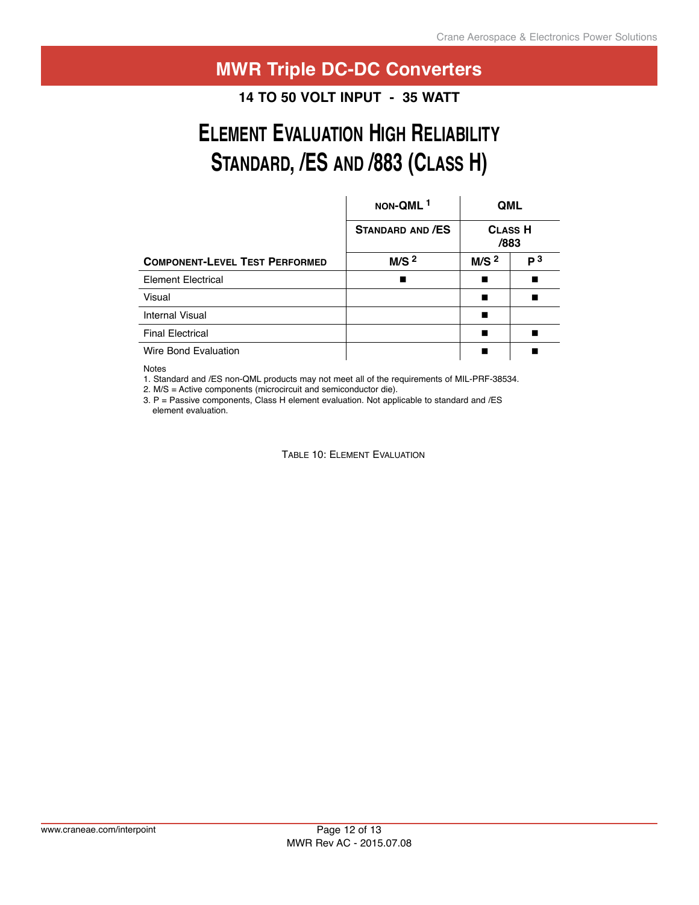# MWR Triple DC-DC Converters

**14 TO 50 VOLT INPUT - 35 WATT**

## Element Evaluation High Reliability Standard, /ES and /883 (Class H)

| | non-QML [1] | QML | |
|---|---|---|---|
| | Standard and /ES | Class H /883 | |
| **Component-Level Test Performed** | M/S [2] | M/S [2] | P [3] |
| Element Electrical | ■ | ■ | ■ |
| Visual | | ■ | ■ |
| Internal Visual | | ■ | |
| Final Electrical | | ■ | ■ |
| Wire Bond Evaluation | | ■ | ■ |

Notes
1. Standard and /ES non-QML products may not meet all of the requirements of MIL-PRF-38534.
2. M/S = Active components (microcircuit and semiconductor die).
3. P = Passive components, Class H element evaluation. Not applicable to standard and /ES element evaluation.

Table 10: Element Evaluation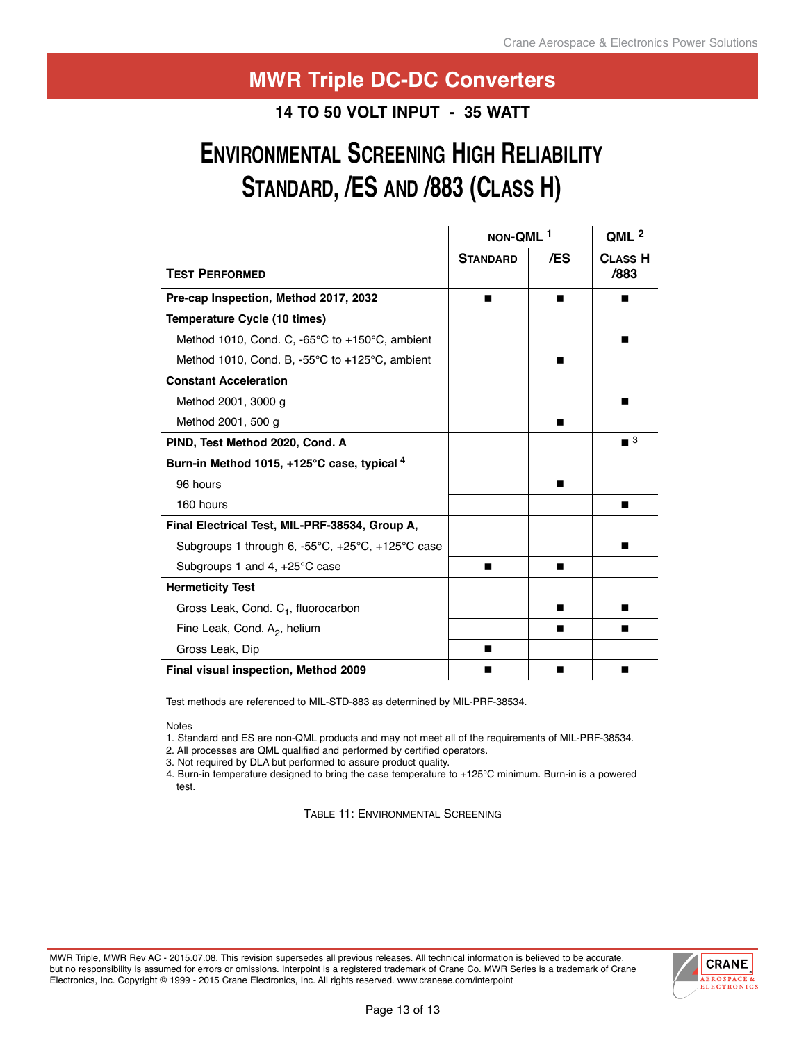# MWR Triple DC-DC Converters

**14 TO 50 VOLT INPUT - 35 WATT**

## Environmental Screening High Reliability Standard, /ES and /883 (Class H)

| Test Performed | NON-QML [1] | | QML [2] |
|---|---|---|---|
| | Standard | /ES | Class H /883 |
| **Pre-cap Inspection, Method 2017, 2032** | ■ | ■ | ■ |
| **Temperature Cycle (10 times)** | | | |
| Method 1010, Cond. C, -65°C to +150°C, ambient | | | ■ |
| Method 1010, Cond. B, -55°C to +125°C, ambient | | ■ | |
| **Constant Acceleration** | | | |
| Method 2001, 3000 g | | | ■ |
| Method 2001, 500 g | | ■ | |
| **PIND, Test Method 2020, Cond. A** | | | ■ [3] |
| **Burn-in Method 1015, +125°C case, typical [4]** | | | |
| 96 hours | | ■ | |
| 160 hours | | | ■ |
| **Final Electrical Test, MIL-PRF-38534, Group A,** | | | |
| Subgroups 1 through 6, -55°C, +25°C, +125°C case | | | ■ |
| Subgroups 1 and 4, +25°C case | ■ | ■ | |
| **Hermeticity Test** | | | |
| Gross Leak, Cond. $C_1$, fluorocarbon | | ■ | ■ |
| Fine Leak, Cond. $A_2$, helium | | ■ | ■ |
| Gross Leak, Dip | ■ | | |
| **Final visual inspection, Method 2009** | ■ | ■ | ■ |

Test methods are referenced to MIL-STD-883 as determined by MIL-PRF-38534.

Notes
1. Standard and ES are non-QML products and may not meet all of the requirements of MIL-PRF-38534.
2. All processes are QML qualified and performed by certified operators.
3. Not required by DLA but performed to assure product quality.
4. Burn-in temperature designed to bring the case temperature to +125°C minimum. Burn-in is a powered test.

Table 11: Environmental Screening

MWR Triple, MWR Rev AC - 2015.07.08. This revision supersedes all previous releases. All technical information is believed to be accurate, but no responsibility is assumed for errors or omissions. Interpoint is a registered trademark of Crane Co. MWR Series is a trademark of Crane Electronics, Inc. Copyright © 1999 - 2015 Crane Electronics, Inc. All rights reserved. www.craneae.com/interpoint